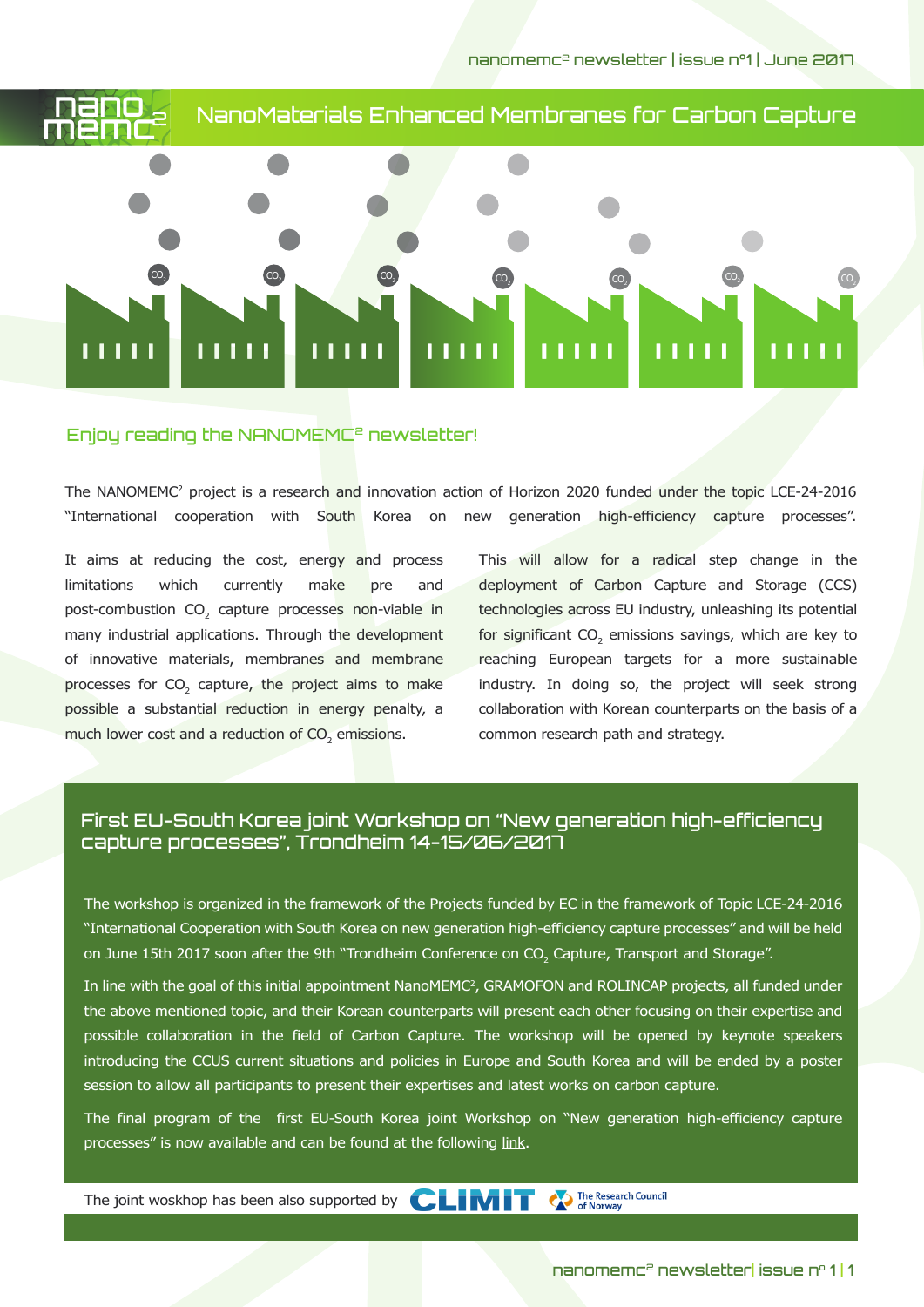# NanoMaterials Enhanced Membranes for Carbon Capture

## Enjoy reading the NANOMEMC² newsletter!

The NANOMEMC² project is a research and innovation action of Horizon 2020 funded under the topic LCE-24-2016 "International cooperation with South Korea on new generation high-efficiency capture processes".

It aims at reducing the cost, energy and process limitations which currently make pre and post-combustion $CO_2$ capture processes non-viable in many industrial applications. Through the development of innovative materials, membranes and membrane processes for $CO_2$ capture, the project aims to make possible a substantial reduction in energy penalty, a much lower cost and a reduction of $CO_2$ emissions.

This will allow for a radical step change in the deployment of Carbon Capture and Storage (CCS) technologies across EU industry, unleashing its potential for significant $CO_2$ emissions savings, which are key to reaching European targets for a more sustainable industry. In doing so, the project will seek strong collaboration with Korean counterparts on the basis of a common research path and strategy.

## First EU-South Korea joint Workshop on "New generation high-efficiency capture processes", Trondheim 14-15/06/2017

The workshop is organized in the framework of the Projects funded by EC in the framework of Topic LCE-24-2016 "International Cooperation with South Korea on new generation high-efficiency capture processes" and will be held on June 15th 2017 soon after the 9th "Trondheim Conference on $CO_2$ Capture, Transport and Storage".

In line with the goal of this initial appointment NanoMEMC², GRAMOFON and ROLINCAP projects, all funded under the above mentioned topic, and their Korean counterparts will present each other focusing on their expertise and possible collaboration in the field of Carbon Capture. The workshop will be opened by keynote speakers introducing the CCUS current situations and policies in Europe and South Korea and will be ended by a poster session to allow all participants to present their expertises and latest works on carbon capture.

The final program of the first EU-South Korea joint Workshop on "New generation high-efficiency capture processes" is now available and can be found at the following link.

The joint woskhop has also supported by CLIMIT The Research Council of Norway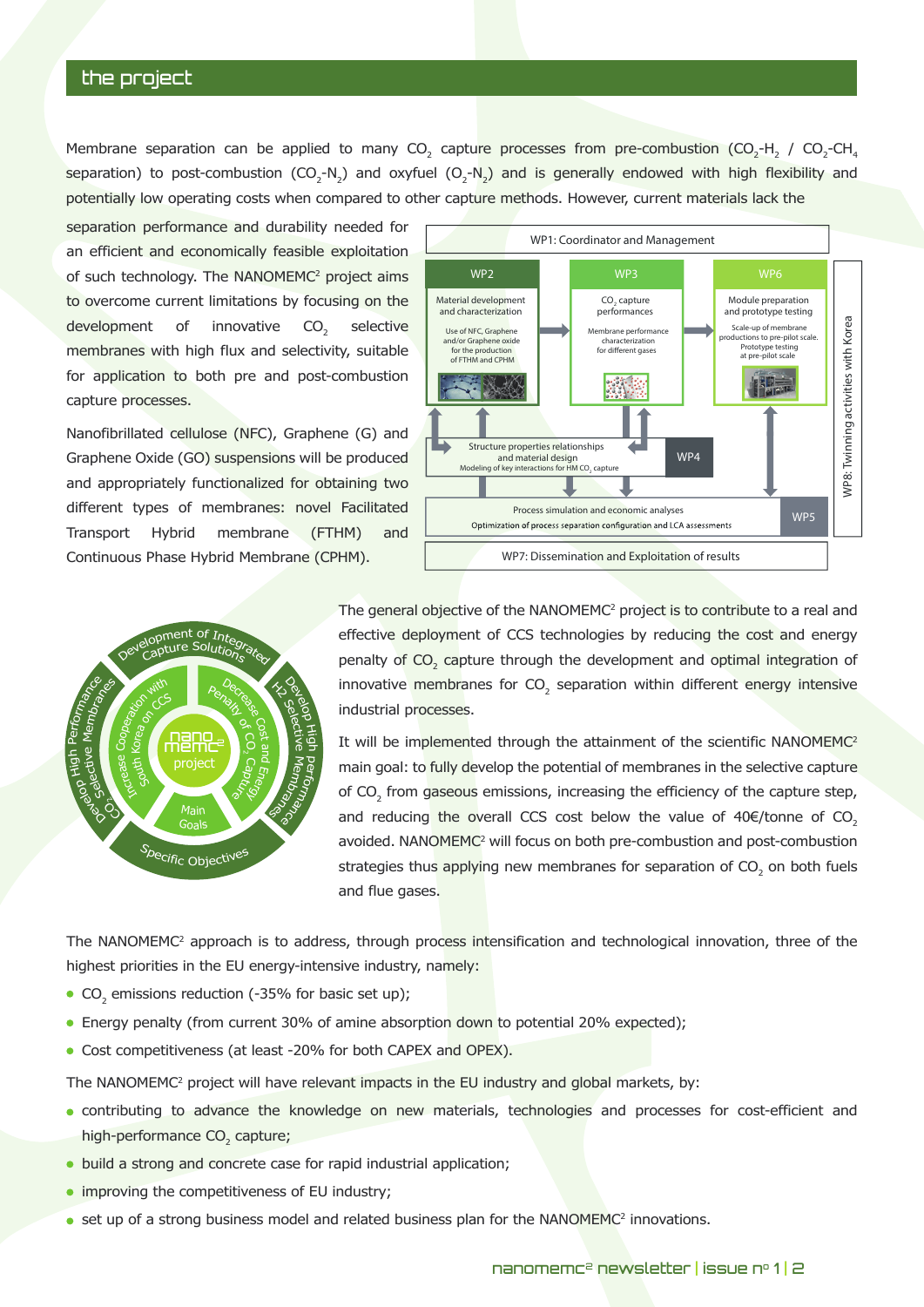## the project

Membrane separation can be applied to many $CO_2$ capture processes from pre-combustion ($CO_2$-$H_2$ / $CO_2$-$CH_4$ separation) to post-combustion ($CO_2$-$N_2$) and oxyfuel ($O_2$-$N_2$) and is generally endowed with high flexibility and potentially low operating costs when compared to other capture methods. However, current materials lack the separation performance and durability needed for an efficient and economically feasible exploitation of such technology. The NANOMEMC[2] project aims to overcome current limitations by focusing on the development of innovative $CO_2$ selective membranes with high flux and selectivity, suitable for application to both pre and post-combustion capture processes.

Nanofibrillated cellulose (NFC), Graphene (G) and Graphene Oxide (GO) suspensions will be produced and appropriately functionalized for obtaining two different types of membranes: novel Facilitated Transport Hybrid membrane (FTHM) and Continuous Phase Hybrid Membrane (CPHM).

WP1: Coordinator and Management

WP2 – Material development and characterization: Use of NFC, Graphene and/or Graphene oxide for the production of FTHM and CPHM

WP3 – $CO_2$ capture performances: Membrane performance characterization for different gases

WP6 – Module preparation and prototype testing: Scale-up of membrane productions to pre-pilot scale. Prototype testing at pre-pilot scale

WP4 – Structure properties relationships and material design. Modeling of key interactions for HM $CO_2$ capture

WP5 – Process simulation and economic analyses. Optimization of process separation configuration and LCA assessments

WP7: Dissemination and Exploitation of results

WP8: Twinning activities with Korea

Development of Integrated Capture Solutions – Develop High Performance H2 Selective Membranes – Develop High Performance $CO_2$ Selective Membranes – Increase Cooperation with South Korea on CCS – Decrease Cost and Energy Penalty of $CO_2$ Capture – nano memc[2] project – Main Goals – Specific Objectives

The general objective of the NANOMEMC[2] project is to contribute to a real and effective deployment of CCS technologies by reducing the cost and energy penalty of $CO_2$ capture through the development and optimal integration of innovative membranes for $CO_2$ separation within different energy intensive industrial processes.

It will be implemented through the attainment of the scientific NANOMEMC[2] main goal: to fully develop the potential of membranes in the selective capture of $CO_2$ from gaseous emissions, increasing the efficiency of the capture step, and reducing the overall CCS cost below the value of 40€/tonne of $CO_2$ avoided. NANOMEMC[2] will focus on both pre-combustion and post-combustion strategies thus applying new membranes for separation of $CO_2$ on both fuels and flue gases.

The NANOMEMC[2] approach is to address, through process intensification and technological innovation, three of the highest priorities in the EU energy-intensive industry, namely:

- $CO_2$ emissions reduction (-35% for basic set up);
- Energy penalty (from current 30% of amine absorption down to potential 20% expected);
- Cost competitiveness (at least -20% for both CAPEX and OPEX).

The NANOMEMC[2] project will have relevant impacts in the EU industry and global markets, by:

- contributing to advance the knowledge on new materials, technologies and processes for cost-efficient and high-performance $CO_2$ capture;
- build a strong and concrete case for rapid industrial application;
- improving the competitiveness of EU industry;
- set up of a strong business model and related business plan for the NANOMEMC[2] innovations.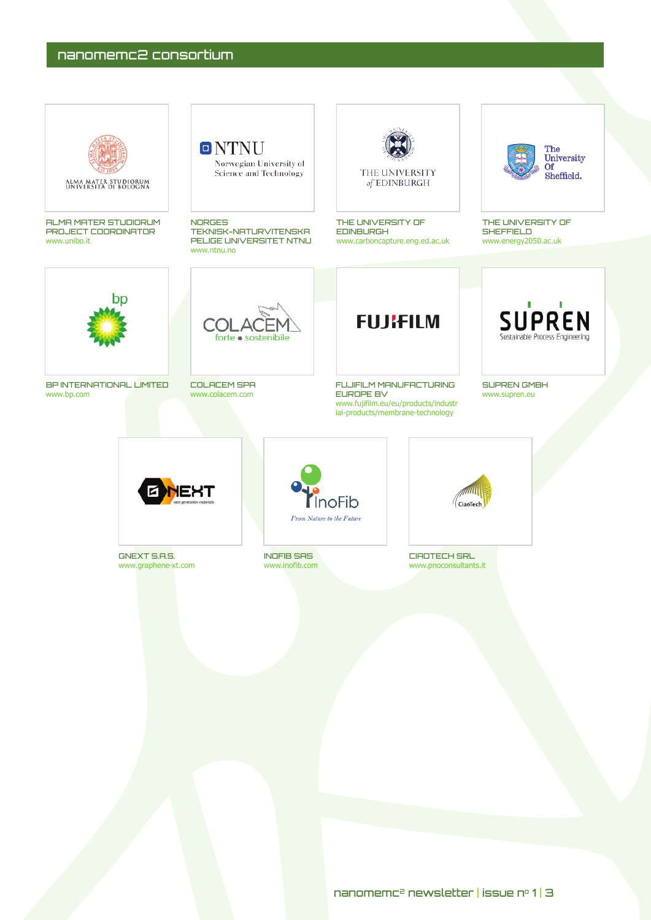## nanomemc2 consortium

ALMA MATER STUDIORUM
PROJECT COORDINATOR
www.unibo.it

NORGES TEKNISK-NATURVITENSKAPELIGE UNIVERSITET NTNU
www.ntnu.no

THE UNIVERSITY OF EDINBURGH
www.carboncapture.eng.ed.ac.uk

THE UNIVERSITY OF SHEFFIELD
www.energy2050.ac.uk

BP INTERNATIONAL LIMITED
www.bp.com

COLACEM SPA
www.colacem.com

FUJIFILM MANUFACTURING EUROPE BV
www.fujifilm.eu/eu/products/industrial-products/membrane-technology

SUPREN GMBH
www.supren.eu

GNEXT S.A.S.
www.graphene-xt.com

INOFIB SAS
www.inofib.com

CIAOTECH SRL
www.pnoconsultants.it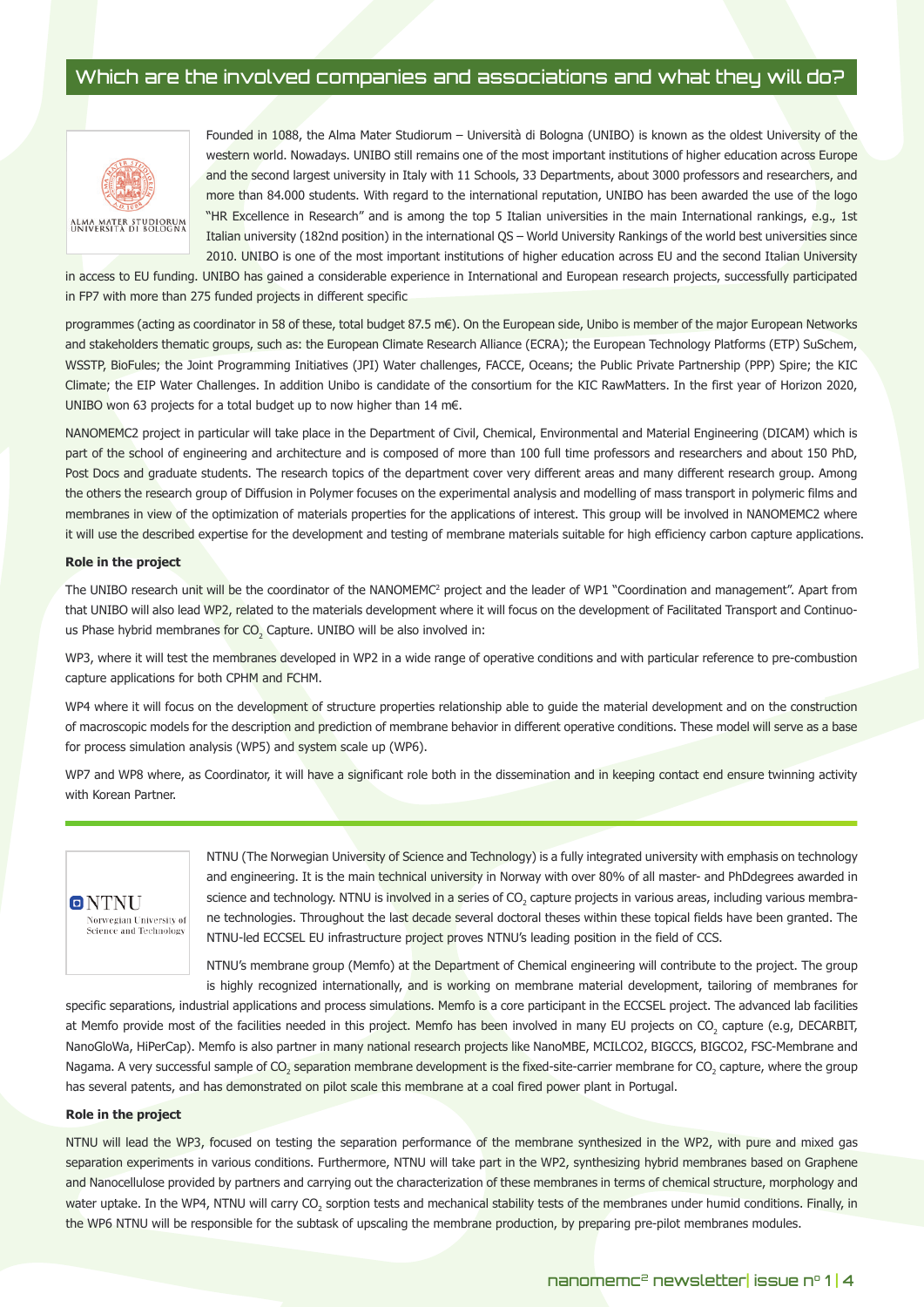## Which are the involved companies and associations and what they will do?

Founded in 1088, the Alma Mater Studiorum – Università di Bologna (UNIBO) is known as the oldest University of the western world. Nowadays. UNIBO still remains one of the most important institutions of higher education across Europe and the second largest university in Italy with 11 Schools, 33 Departments, about 3000 professors and researchers, and more than 84.000 students. With regard to the international reputation, UNIBO has been awarded the use of the logo "HR Excellence in Research" and is among the top 5 Italian universities in the main International rankings, e.g., 1st Italian university (182nd position) in the international QS – World University Rankings of the world best universities since 2010. UNIBO is one of the most important institutions of higher education across EU and the second Italian University in access to EU funding. UNIBO has gained a considerable experience in International and European research projects, successfully participated in FP7 with more than 275 funded projects in different specific programmes (acting as coordinator in 58 of these, total budget 87.5 m€). On the European side, Unibo is member of the major European Networks and stakeholders thematic groups, such as: the European Climate Research Alliance (ECRA); the European Technology Platforms (ETP) SuSchem, WSSTP, BioFules; the Joint Programming Initiatives (JPI) Water challenges, FACCE, Oceans; the Public Private Partnership (PPP) Spire; the KIC Climate; the EIP Water Challenges. In addition Unibo is candidate of the consortium for the KIC RawMatters. In the first year of Horizon 2020, UNIBO won 63 projects for a total budget up to now higher than 14 m€.

NANOMEMC2 project in particular will take place in the Department of Civil, Chemical, Environmental and Material Engineering (DICAM) which is part of the school of engineering and architecture and is composed of more than 100 full time professors and researchers and about 150 PhD, Post Docs and graduate students. The research topics of the department cover very different areas and many different research group. Among the others the research group of Diffusion in Polymer focuses on the experimental analysis and modelling of mass transport in polymeric films and membranes in view of the optimization of materials properties for the applications of interest. This group will be involved in NANOMEMC2 where it will use the described expertise for the development and testing of membrane materials suitable for high efficiency carbon capture applications.

**Role in the project**

The UNIBO research unit will be the coordinator of the NANOMEMC[2] project and the leader of WP1 "Coordination and management". Apart from that UNIBO will also lead WP2, related to the materials development where it will focus on the development of Facilitated Transport and Continuous Phase hybrid membranes for $CO_2$ Capture. UNIBO will be also involved in:

WP3, where it will test the membranes developed in WP2 in a wide range of operative conditions and with particular reference to pre-combustion capture applications for both CPHM and FCHM.

WP4 where it will focus on the development of structure properties relationship able to guide the material development and on the construction of macroscopic models for the description and prediction of membrane behavior in different operative conditions. These model will serve as a base for process simulation analysis (WP5) and system scale up (WP6).

WP7 and WP8 where, as Coordinator, it will have a significant role both in the dissemination and in keeping contact end ensure twinning activity with Korean Partner.

---

NTNU (The Norwegian University of Science and Technology) is a fully integrated university with emphasis on technology and engineering. It is the main technical university in Norway with over 80% of all master- and PhDdegrees awarded in science and technology. NTNU is involved in a series of $CO_2$ capture projects in various areas, including various membrane technologies. Throughout the last decade several doctoral theses within these topical fields have been granted. The NTNU-led ECCSEL EU infrastructure project proves NTNU's leading position in the field of CCS.

NTNU's membrane group (Memfo) at the Department of Chemical engineering will contribute to the project. The group is highly recognized internationally, and is working on membrane material development, tailoring of membranes for specific separations, industrial applications and process simulations. Memfo is a core participant in the ECCSEL project. The advanced lab facilities at Memfo provide most of the facilities needed in this project. Memfo has been involved in many EU projects on $CO_2$ capture (e.g, DECARBIT, NanoGloWa, HiPerCap). Memfo is also partner in many national research projects like NanoMBE, MCILCO2, BIGCCS, BIGCO2, FSC-Membrane and Nagama. A very successful sample of $CO_2$ separation membrane development is the fixed-site-carrier membrane for $CO_2$ capture, where the group has several patents, and has demonstrated on pilot scale this membrane at a coal fired power plant in Portugal.

**Role in the project**

NTNU will lead the WP3, focused on testing the separation performance of the membrane synthesized in the WP2, with pure and mixed gas separation experiments in various conditions. Furthermore, NTNU will take part in the WP2, synthesizing hybrid membranes based on Graphene and Nanocellulose provided by partners and carrying out the characterization of these membranes in terms of chemical structure, morphology and water uptake. In the WP4, NTNU will carry $CO_2$ sorption tests and mechanical stability tests of the membranes under humid conditions. Finally, in the WP6 NTNU will be responsible for the subtask of upscaling the membrane production, by preparing pre-pilot membranes modules.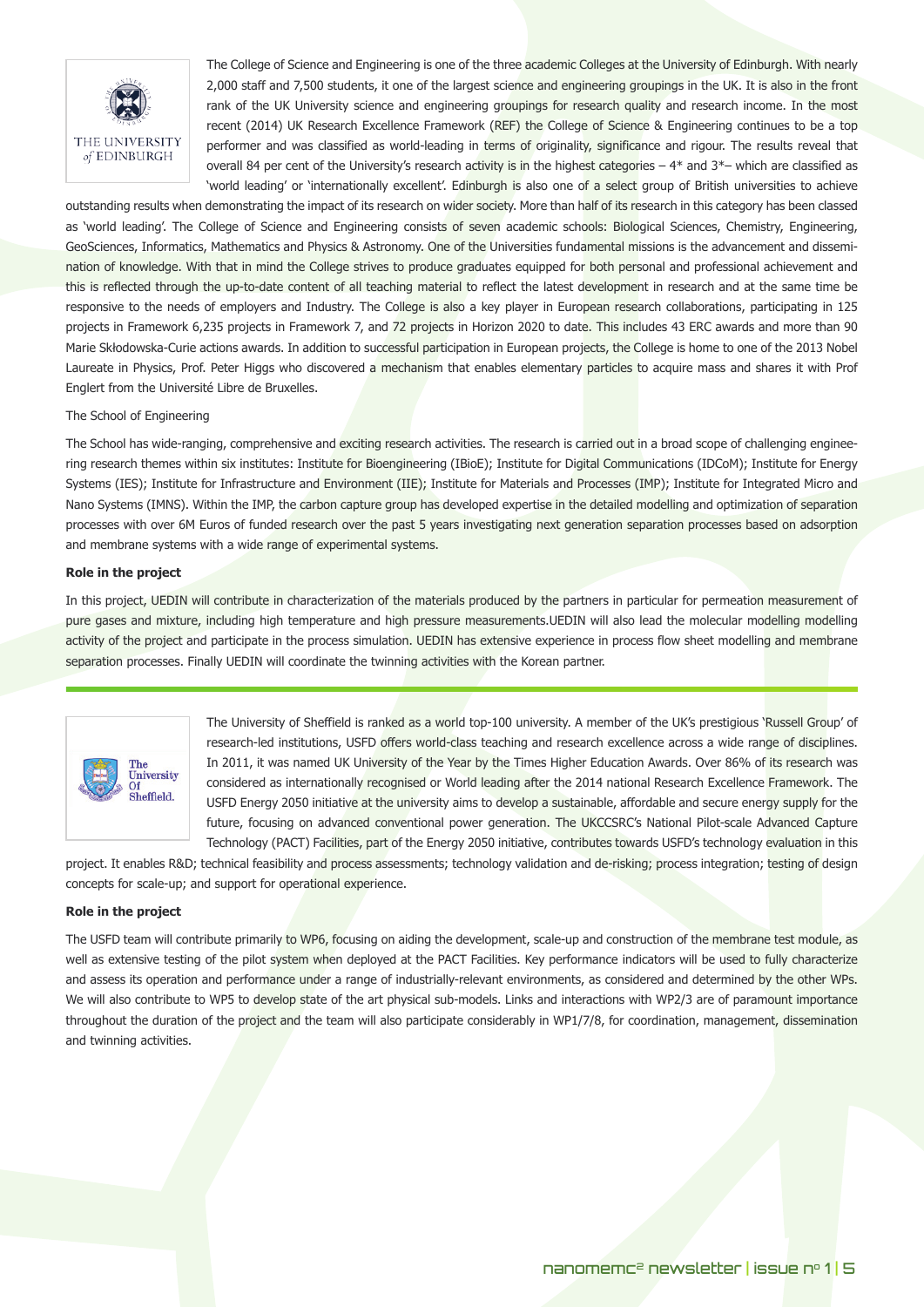The College of Science and Engineering is one of the three academic Colleges at the University of Edinburgh. With nearly 2,000 staff and 7,500 students, it one of the largest science and engineering groupings in the UK. It is also in the front rank of the UK University science and engineering groupings for research quality and research income. In the most recent (2014) UK Research Excellence Framework (REF) the College of Science & Engineering continues to be a top performer and was classified as world-leading in terms of originality, significance and rigour. The results reveal that overall 84 per cent of the University's research activity is in the highest categories – 4* and 3*– which are classified as 'world leading' or 'internationally excellent'. Edinburgh is also one of a select group of British universities to achieve outstanding results when demonstrating the impact of its research on wider society. More than half of its research in this category has been classed as 'world leading'. The College of Science and Engineering consists of seven academic schools: Biological Sciences, Chemistry, Engineering, GeoSciences, Informatics, Mathematics and Physics & Astronomy. One of the Universities fundamental missions is the advancement and dissemination of knowledge. With that in mind the College strives to produce graduates equipped for both personal and professional achievement and this is reflected through the up-to-date content of all teaching material to reflect the latest development in research and at the same time be responsive to the needs of employers and Industry. The College is also a key player in European research collaborations, participating in 125 projects in Framework 6,235 projects in Framework 7, and 72 projects in Horizon 2020 to date. This includes 43 ERC awards and more than 90 Marie Skłodowska-Curie actions awards. In addition to successful participation in European projects, the College is home to one of the 2013 Nobel Laureate in Physics, Prof. Peter Higgs who discovered a mechanism that enables elementary particles to acquire mass and shares it with Prof Englert from the Université Libre de Bruxelles.

The School of Engineering

The School has wide-ranging, comprehensive and exciting research activities. The research is carried out in a broad scope of challenging engineering research themes within six institutes: Institute for Bioengineering (IBioE); Institute for Digital Communications (IDCoM); Institute for Energy Systems (IES); Institute for Infrastructure and Environment (IIE); Institute for Materials and Processes (IMP); Institute for Integrated Micro and Nano Systems (IMNS). Within the IMP, the carbon capture group has developed expertise in the detailed modelling and optimization of separation processes with over 6M Euros of funded research over the past 5 years investigating next generation separation processes based on adsorption and membrane systems with a wide range of experimental systems.

**Role in the project**

In this project, UEDIN will contribute in characterization of the materials produced by the partners in particular for permeation measurement of pure gases and mixture, including high temperature and high pressure measurements.UEDIN will also lead the molecular modelling modelling activity of the project and participate in the process simulation. UEDIN has extensive experience in process flow sheet modelling and membrane separation processes. Finally UEDIN will coordinate the twinning activities with the Korean partner.

---

The University of Sheffield is ranked as a world top-100 university. A member of the UK's prestigious 'Russell Group' of research-led institutions, USFD offers world-class teaching and research excellence across a wide range of disciplines. In 2011, it was named UK University of the Year by the Times Higher Education Awards. Over 86% of its research was considered as internationally recognised or World leading after the 2014 national Research Excellence Framework. The USFD Energy 2050 initiative at the university aims to develop a sustainable, affordable and secure energy supply for the future, focusing on advanced conventional power generation. The UKCCSRC's National Pilot-scale Advanced Capture Technology (PACT) Facilities, part of the Energy 2050 initiative, contributes towards USFD's technology evaluation in this project. It enables R&D; technical feasibility and process assessments; technology validation and de-risking; process integration; testing of design concepts for scale-up; and support for operational experience.

**Role in the project**

The USFD team will contribute primarily to WP6, focusing on aiding the development, scale-up and construction of the membrane test module, as well as extensive testing of the pilot system when deployed at the PACT Facilities. Key performance indicators will be used to fully characterize and assess its operation and performance under a range of industrially-relevant environments, as considered and determined by the other WPs. We will also contribute to WP5 to develop state of the art physical sub-models. Links and interactions with WP2/3 are of paramount importance throughout the duration of the project and the team will also participate considerably in WP1/7/8, for coordination, management, dissemination and twinning activities.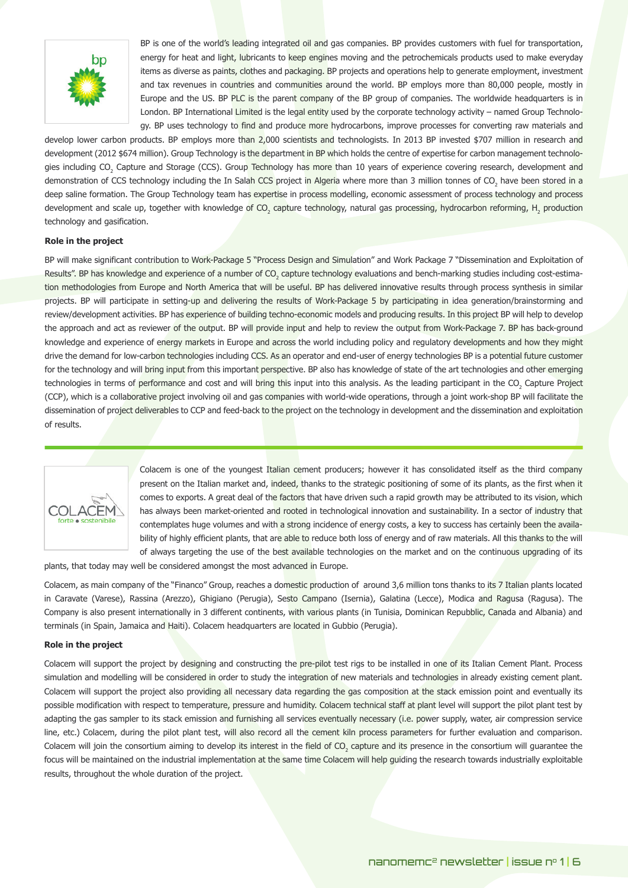BP is one of the world's leading integrated oil and gas companies. BP provides customers with fuel for transportation, energy for heat and light, lubricants to keep engines moving and the petrochemicals products used to make everyday items as diverse as paints, clothes and packaging. BP projects and operations help to generate employment, investment and tax revenues in countries and communities around the world. BP employs more than 80,000 people, mostly in Europe and the US. BP PLC is the parent company of the BP group of companies. The worldwide headquarters is in London. BP International Limited is the legal entity used by the corporate technology activity – named Group Technology. BP uses technology to find and produce more hydrocarbons, improve processes for converting raw materials and develop lower carbon products. BP employs more than 2,000 scientists and technologists. In 2013 BP invested $707 million in research and development (2012 $674 million). Group Technology is the department in BP which holds the centre of expertise for carbon management technologies including $CO_2$ Capture and Storage (CCS). Group Technology has more than 10 years of experience covering research, development and demonstration of CCS technology including the In Salah CCS project in Algeria where more than 3 million tonnes of $CO_2$ have been stored in a deep saline formation. The Group Technology team has expertise in process modelling, economic assessment of process technology and process development and scale up, together with knowledge of $CO_2$ capture technology, natural gas processing, hydrocarbon reforming, $H_2$ production technology and gasification.

**Role in the project**

BP will make significant contribution to Work-Package 5 "Process Design and Simulation" and Work Package 7 "Dissemination and Exploitation of Results". BP has knowledge and experience of a number of $CO_2$ capture technology evaluations and bench-marking studies including cost-estimation methodologies from Europe and North America that will be useful. BP has delivered innovative results through process synthesis in similar projects. BP will participate in setting-up and delivering the results of Work-Package 5 by participating in idea generation/brainstorming and review/development activities. BP has experience of building techno-economic models and producing results. In this project BP will help to develop the approach and act as reviewer of the output. BP will provide input and help to review the output from Work-Package 7. BP has back-ground knowledge and experience of energy markets in Europe and across the world including policy and regulatory developments and how they might drive the demand for low-carbon technologies including CCS. As an operator and end-user of energy technologies BP is a potential future customer for the technology and will bring input from this important perspective. BP also has knowledge of state of the art technologies and other emerging technologies in terms of performance and cost and will bring this input into this analysis. As the leading participant in the $CO_2$ Capture Project (CCP), which is a collaborative project involving oil and gas companies with world-wide operations, through a joint work-shop BP will facilitate the dissemination of project deliverables to CCP and feed-back to the project on the technology in development and the dissemination and exploitation of results.

---

Colacem is one of the youngest Italian cement producers; however it has consolidated itself as the third company present on the Italian market and, indeed, thanks to the strategic positioning of some of its plants, as the first when it comes to exports. A great deal of the factors that have driven such a rapid growth may be attributed to its vision, which has always been market-oriented and rooted in technological innovation and sustainability. In a sector of industry that contemplates huge volumes and with a strong incidence of energy costs, a key to success has certainly been the availability of highly efficient plants, that are able to reduce both loss of energy and of raw materials. All this thanks to the will of always targeting the use of the best available technologies on the market and on the continuous upgrading of its plants, that today may well be considered amongst the most advanced in Europe.

Colacem, as main company of the "Financo" Group, reaches a domestic production of around 3,6 million tons thanks to its 7 Italian plants located in Caravate (Varese), Rassina (Arezzo), Ghigiano (Perugia), Sesto Campano (Isernia), Galatina (Lecce), Modica and Ragusa (Ragusa). The Company is also present internationally in 3 different continents, with various plants (in Tunisia, Dominican Repubblic, Canada and Albania) and terminals (in Spain, Jamaica and Haiti). Colacem headquarters are located in Gubbio (Perugia).

**Role in the project**

Colacem will support the project by designing and constructing the pre-pilot test rigs to be installed in one of its Italian Cement Plant. Process simulation and modelling will be considered in order to study the integration of new materials and technologies in already existing cement plant. Colacem will support the project also providing all necessary data regarding the gas composition at the stack emission point and eventually its possible modification with respect to temperature, pressure and humidity. Colacem technical staff at plant level will support the pilot plant test by adapting the gas sampler to its stack emission and furnishing all services eventually necessary (i.e. power supply, water, air compression service line, etc.) Colacem, during the pilot plant test, will also record all the cement kiln process parameters for further evaluation and comparison. Colacem will join the consortium aiming to develop its interest in the field of $CO_2$ capture and its presence in the consortium will guarantee the focus will be maintained on the industrial implementation at the same time Colacem will help guiding the research towards industrially exploitable results, throughout the whole duration of the project.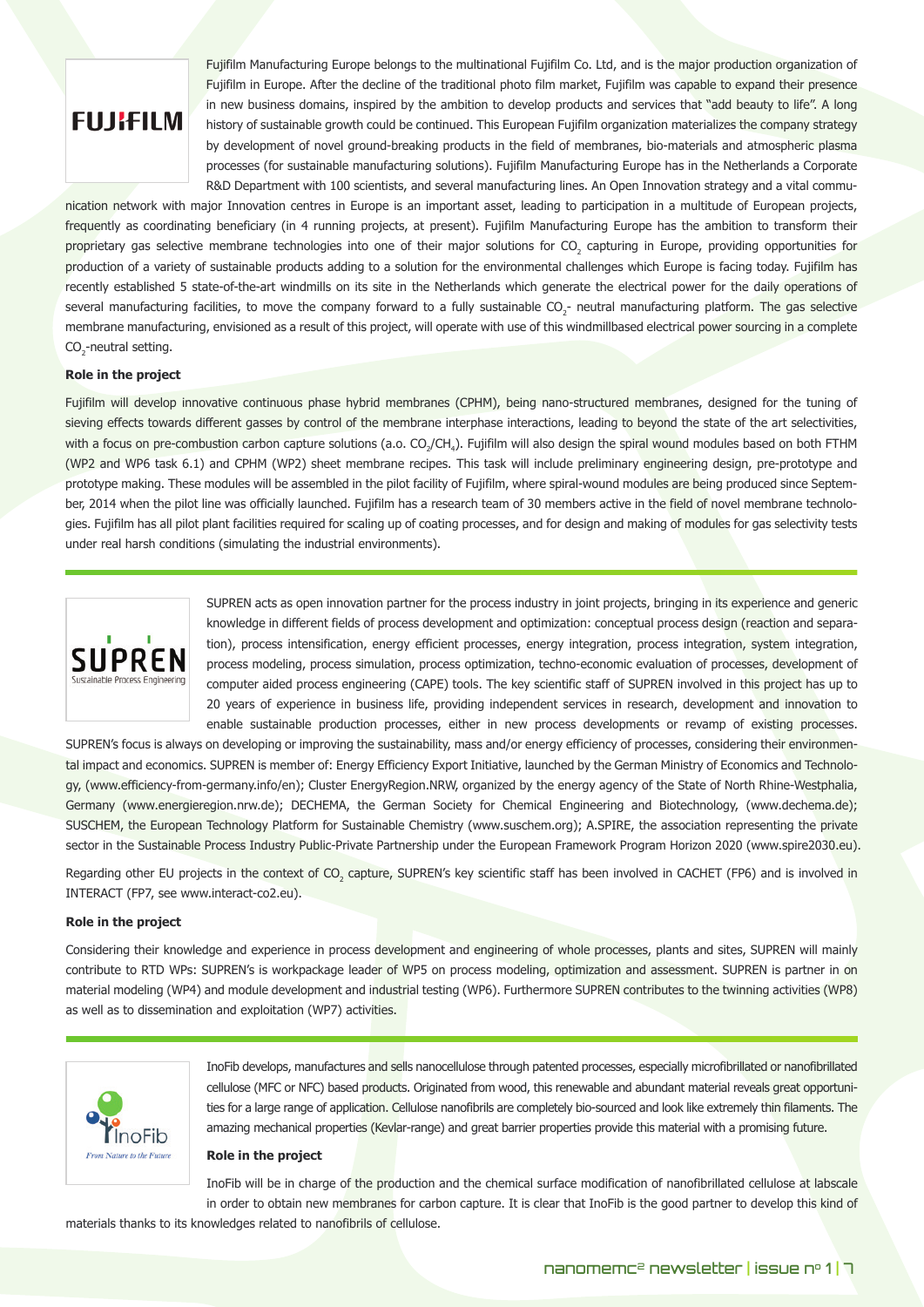Fujifilm Manufacturing Europe belongs to the multinational Fujifilm Co. Ltd, and is the major production organization of Fujifilm in Europe. After the decline of the traditional photo film market, Fujifilm was capable to expand their presence in new business domains, inspired by the ambition to develop products and services that "add beauty to life". A long history of sustainable growth could be continued. This European Fujifilm organization materializes the company strategy by development of novel ground-breaking products in the field of membranes, bio-materials and atmospheric plasma processes (for sustainable manufacturing solutions). Fujifilm Manufacturing Europe has in the Netherlands a Corporate R&D Department with 100 scientists, and several manufacturing lines. An Open Innovation strategy and a vital communication network with major Innovation centres in Europe is an important asset, leading to participation in a multitude of European projects, frequently as coordinating beneficiary (in 4 running projects, at present). Fujifilm Manufacturing Europe has the ambition to transform their proprietary gas selective membrane technologies into one of their major solutions for $CO_2$ capturing in Europe, providing opportunities for production of a variety of sustainable products adding to a solution for the environmental challenges which Europe is facing today. Fujifilm has recently established 5 state-of-the-art windmills on its site in the Netherlands which generate the electrical power for the daily operations of several manufacturing facilities, to move the company forward to a fully sustainable $CO_2$- neutral manufacturing platform. The gas selective membrane manufacturing, envisioned as a result of this project, will operate with use of this windmillbased electrical power sourcing in a complete $CO_2$-neutral setting.

**Role in the project**

Fujifilm will develop innovative continuous phase hybrid membranes (CPHM), being nano-structured membranes, designed for the tuning of sieving effects towards different gasses by control of the membrane interphase interactions, leading to beyond the state of the art selectivities, with a focus on pre-combustion carbon capture solutions (a.o. $CO_2/CH_4$). Fujifilm will also design the spiral wound modules based on both FTHM (WP2 and WP6 task 6.1) and CPHM (WP2) sheet membrane recipes. This task will include preliminary engineering design, pre-prototype and prototype making. These modules will be assembled in the pilot facility of Fujifilm, where spiral-wound modules are being produced since September, 2014 when the pilot line was officially launched. Fujifilm has a research team of 30 members active in the field of novel membrane technologies. Fujifilm has all pilot plant facilities required for scaling up of coating processes, and for design and making of modules for gas selectivity tests under real harsh conditions (simulating the industrial environments).

SUPREN acts as open innovation partner for the process industry in joint projects, bringing in its experience and generic knowledge in different fields of process development and optimization: conceptual process design (reaction and separation), process intensification, energy efficient processes, energy integration, process integration, system integration, process modeling, process simulation, process optimization, techno-economic evaluation of processes, development of computer aided process engineering (CAPE) tools. The key scientific staff of SUPREN involved in this project has up to 20 years of experience in business life, providing independent services in research, development and innovation to enable sustainable production processes, either in new process developments or revamp of existing processes. SUPREN's focus is always on developing or improving the sustainability, mass and/or energy efficiency of processes, considering their environmental impact and economics. SUPREN is member of: Energy Efficiency Export Initiative, launched by the German Ministry of Economics and Technology, (www.efficiency-from-germany.info/en); Cluster EnergyRegion.NRW, organized by the energy agency of the State of North Rhine-Westphalia, Germany (www.energieregion.nrw.de); DECHEMA, the German Society for Chemical Engineering and Biotechnology, (www.dechema.de); SUSCHEM, the European Technology Platform for Sustainable Chemistry (www.suschem.org); A.SPIRE, the association representing the private sector in the Sustainable Process Industry Public-Private Partnership under the European Framework Program Horizon 2020 (www.spire2030.eu).

Regarding other EU projects in the context of $CO_2$ capture, SUPREN's key scientific staff has been involved in CACHET (FP6) and is involved in INTERACT (FP7, see www.interact-co2.eu).

**Role in the project**

Considering their knowledge and experience in process development and engineering of whole processes, plants and sites, SUPREN will mainly contribute to RTD WPs: SUPREN's is workpackage leader of WP5 on process modeling, optimization and assessment. SUPREN is partner in on material modeling (WP4) and module development and industrial testing (WP6). Furthermore SUPREN contributes to the twinning activities (WP8) as well as to dissemination and exploitation (WP7) activities.

InoFib develops, manufactures and sells nanocellulose through patented processes, especially microfibrillated or nanofibrillated cellulose (MFC or NFC) based products. Originated from wood, this renewable and abundant material reveals great opportunities for a large range of application. Cellulose nanofibrils are completely bio-sourced and look like extremely thin filaments. The amazing mechanical properties (Kevlar-range) and great barrier properties provide this material with a promising future.

**Role in the project**

InoFib will be in charge of the production and the chemical surface modification of nanofibrillated cellulose at labscale in order to obtain new membranes for carbon capture. It is clear that InoFib is the good partner to develop this kind of materials thanks to its knowledges related to nanofibrils of cellulose.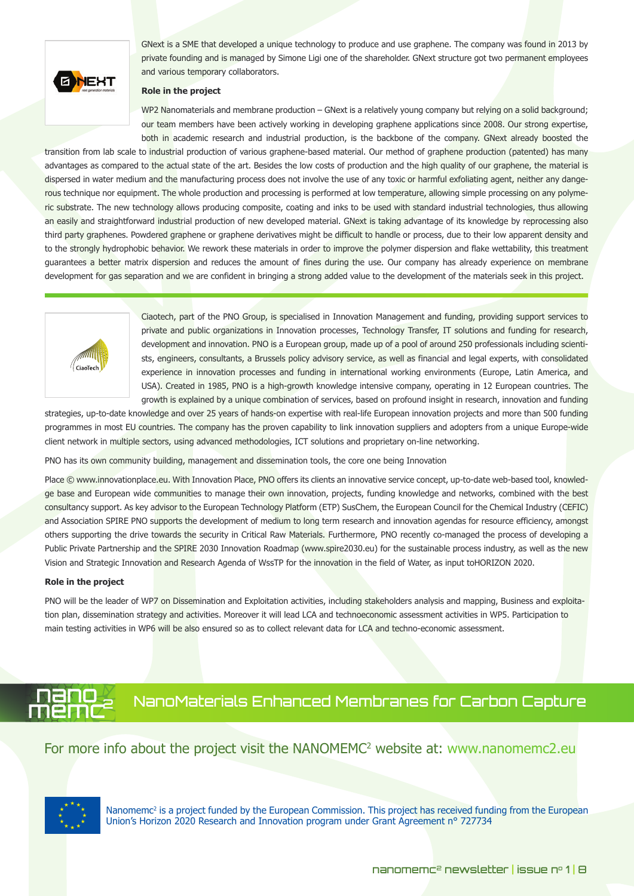GNext is a SME that developed a unique technology to produce and use graphene. The company was found in 2013 by private founding and is managed by Simone Ligi one of the shareholder. GNext structure got two permanent employees and various temporary collaborators.

**Role in the project**

WP2 Nanomaterials and membrane production – GNext is a relatively young company but relying on a solid background; our team members have been actively working in developing graphene applications since 2008. Our strong expertise, both in academic research and industrial production, is the backbone of the company. GNext already boosted the transition from lab scale to industrial production of various graphene-based material. Our method of graphene production (patented) has many advantages as compared to the actual state of the art. Besides the low costs of production and the high quality of our graphene, the material is dispersed in water medium and the manufacturing process does not involve the use of any toxic or harmful exfoliating agent, neither any dangerous technique nor equipment. The whole production and processing is performed at low temperature, allowing simple processing on any polymeric substrate. The new technology allows producing composite, coating and inks to be used with standard industrial technologies, thus allowing an easily and straightforward industrial production of new developed material. GNext is taking advantage of its knowledge by reprocessing also third party graphenes. Powdered graphene or graphene derivatives might be difficult to handle or process, due to their low apparent density and to the strongly hydrophobic behavior. We rework these materials in order to improve the polymer dispersion and flake wettability, this treatment guarantees a better matrix dispersion and reduces the amount of fines during the use. Our company has already experience on membrane development for gas separation and we are confident in bringing a strong added value to the development of the materials seek in this project.

---

Ciaotech, part of the PNO Group, is specialised in Innovation Management and funding, providing support services to private and public organizations in Innovation processes, Technology Transfer, IT solutions and funding for research, development and innovation. PNO is a European group, made up of a pool of around 250 professionals including scientists, engineers, consultants, a Brussels policy advisory service, as well as financial and legal experts, with consolidated experience in innovation processes and funding in international working environments (Europe, Latin America, and USA). Created in 1985, PNO is a high-growth knowledge intensive company, operating in 12 European countries. The growth is explained by a unique combination of services, based on profound insight in research, innovation and funding strategies, up-to-date knowledge and over 25 years of hands-on expertise with real-life European innovation projects and more than 500 funding programmes in most EU countries. The company has the proven capability to link innovation suppliers and adopters from a unique Europe-wide client network in multiple sectors, using advanced methodologies, ICT solutions and proprietary on-line networking.

PNO has its own community building, management and dissemination tools, the core one being Innovation

Place © www.innovationplace.eu. With Innovation Place, PNO offers its clients an innovative service concept, up-to-date web-based tool, knowledge base and European wide communities to manage their own innovation, projects, funding knowledge and networks, combined with the best consultancy support. As key advisor to the European Technology Platform (ETP) SusChem, the European Council for the Chemical Industry (CEFIC) and Association SPIRE PNO supports the development of medium to long term research and innovation agendas for resource efficiency, amongst others supporting the drive towards the security in Critical Raw Materials. Furthermore, PNO recently co-managed the process of developing a Public Private Partnership and the SPIRE 2030 Innovation Roadmap (www.spire2030.eu) for the sustainable process industry, as well as the new Vision and Strategic Innovation and Research Agenda of WssTP for the innovation in the field of Water, as input toHORIZON 2020.

**Role in the project**

PNO will be the leader of WP7 on Dissemination and Exploitation activities, including stakeholders analysis and mapping, Business and exploitation plan, dissemination strategy and activities. Moreover it will lead LCA and technoeconomic assessment activities in WP5. Participation to main testing activities in WP6 will be also ensured so as to collect relevant data for LCA and techno-economic assessment.

## NanoMaterials Enhanced Membranes for Carbon Capture

For more info about the project visit the NANOMEMC$^2$ website at: www.nanomemc2.eu

Nanomemc$^2$ is a project funded by the European Commission. This project has received funding from the European Union's Horizon 2020 Research and Innovation program under Grant Agreement n° 727734